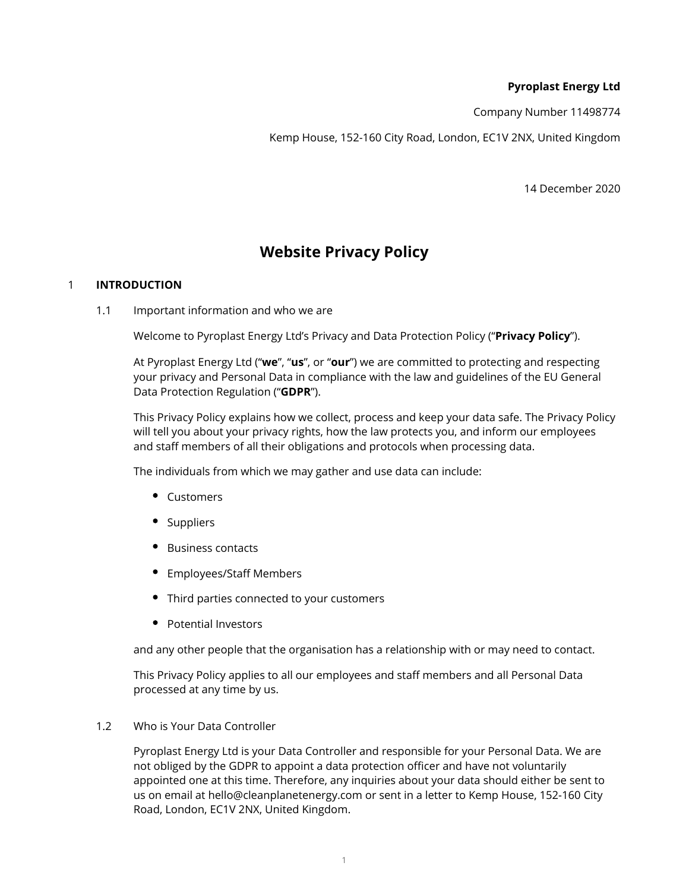**Pyroplast Energy Ltd**

Company Number 11498774

Kemp House, 152-160 City Road, London, EC1V 2NX, United Kingdom

14 December 2020

# Website Privacy Policy

## 1 INTRODUCTION

### 1.1 Important information and who we are

Welcome to Pyroplast Energy Ltd's Privacy and Data Protection Policy ("**Privacy Policy**").

At Pyroplast Energy Ltd ("**we**", "**us**", or "**our**") we are committed to protecting and respecting your privacy and Personal Data in compliance with the law and guidelines of the EU General Data Protection Regulation ("**GDPR**").

This Privacy Policy explains how we collect, process and keep your data safe. The Privacy Policy will tell you about your privacy rights, how the law protects you, and inform our employees and staff members of all their obligations and protocols when processing data.

The individuals from which we may gather and use data can include:

- Customers
- Suppliers
- Business contacts
- Employees/Staff Members
- Third parties connected to your customers
- Potential Investors

and any other people that the organisation has a relationship with or may need to contact.

This Privacy Policy applies to all our employees and staff members and all Personal Data processed at any time by us.

### 1.2 Who is Your Data Controller

Pyroplast Energy Ltd is your Data Controller and responsible for your Personal Data. We are not obliged by the GDPR to appoint a data protection officer and have not voluntarily appointed one at this time. Therefore, any inquiries about your data should either be sent to us on email at hello@cleanplanetenergy.com or sent in a letter to Kemp House, 152-160 City Road, London, EC1V 2NX, United Kingdom.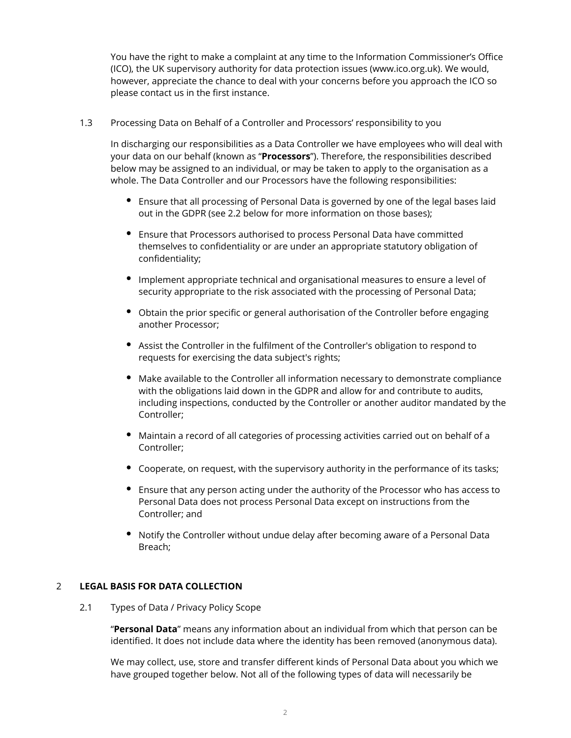You have the right to make a complaint at any time to the Information Commissioner's Office (ICO), the UK supervisory authority for data protection issues (www.ico.org.uk). We would, however, appreciate the chance to deal with your concerns before you approach the ICO so please contact us in the first instance.

1.3 Processing Data on Behalf of a Controller and Processors' responsibility to you

In discharging our responsibilities as a Data Controller we have employees who will deal with your data on our behalf (known as "**Processors**"). Therefore, the responsibilities described below may be assigned to an individual, or may be taken to apply to the organisation as a whole. The Data Controller and our Processors have the following responsibilities:

- Ensure that all processing of Personal Data is governed by one of the legal bases laid out in the GDPR (see 2.2 below for more information on those bases);
- Ensure that Processors authorised to process Personal Data have committed themselves to confidentiality or are under an appropriate statutory obligation of confidentiality;
- Implement appropriate technical and organisational measures to ensure a level of security appropriate to the risk associated with the processing of Personal Data;
- Obtain the prior specific or general authorisation of the Controller before engaging another Processor;
- Assist the Controller in the fulfilment of the Controller's obligation to respond to requests for exercising the data subject's rights;
- Make available to the Controller all information necessary to demonstrate compliance with the obligations laid down in the GDPR and allow for and contribute to audits, including inspections, conducted by the Controller or another auditor mandated by the Controller;
- Maintain a record of all categories of processing activities carried out on behalf of a Controller;
- Cooperate, on request, with the supervisory authority in the performance of its tasks;
- Ensure that any person acting under the authority of the Processor who has access to Personal Data does not process Personal Data except on instructions from the Controller; and
- Notify the Controller without undue delay after becoming aware of a Personal Data Breach;

## 2 LEGAL BASIS FOR DATA COLLECTION

2.1 Types of Data / Privacy Policy Scope

"**Personal Data**" means any information about an individual from which that person can be identified. It does not include data where the identity has been removed (anonymous data).

We may collect, use, store and transfer different kinds of Personal Data about you which we have grouped together below. Not all of the following types of data will necessarily be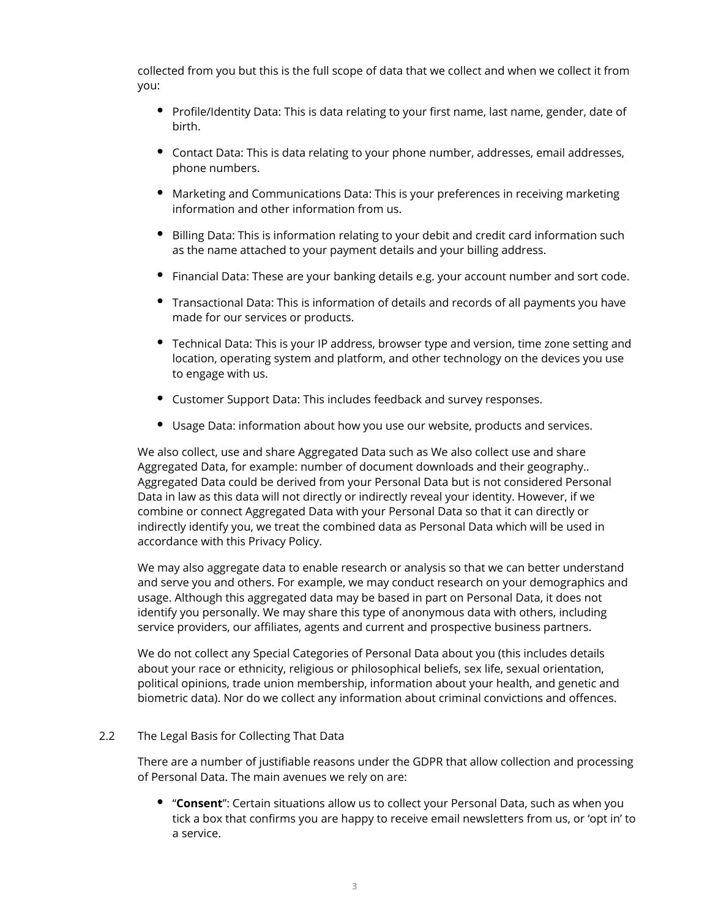collected from you but this is the full scope of data that we collect and when we collect it from you:

- Profile/Identity Data: This is data relating to your first name, last name, gender, date of birth.
- Contact Data: This is data relating to your phone number, addresses, email addresses, phone numbers.
- Marketing and Communications Data: This is your preferences in receiving marketing information and other information from us.
- Billing Data: This is information relating to your debit and credit card information such as the name attached to your payment details and your billing address.
- Financial Data: These are your banking details e.g. your account number and sort code.
- Transactional Data: This is information of details and records of all payments you have made for our services or products.
- Technical Data: This is your IP address, browser type and version, time zone setting and location, operating system and platform, and other technology on the devices you use to engage with us.
- Customer Support Data: This includes feedback and survey responses.
- Usage Data: information about how you use our website, products and services.

We also collect, use and share Aggregated Data such as We also collect use and share Aggregated Data, for example: number of document downloads and their geography.. Aggregated Data could be derived from your Personal Data but is not considered Personal Data in law as this data will not directly or indirectly reveal your identity. However, if we combine or connect Aggregated Data with your Personal Data so that it can directly or indirectly identify you, we treat the combined data as Personal Data which will be used in accordance with this Privacy Policy.

We may also aggregate data to enable research or analysis so that we can better understand and serve you and others. For example, we may conduct research on your demographics and usage. Although this aggregated data may be based in part on Personal Data, it does not identify you personally. We may share this type of anonymous data with others, including service providers, our affiliates, agents and current and prospective business partners.

We do not collect any Special Categories of Personal Data about you (this includes details about your race or ethnicity, religious or philosophical beliefs, sex life, sexual orientation, political opinions, trade union membership, information about your health, and genetic and biometric data). Nor do we collect any information about criminal convictions and offences.

2.2 The Legal Basis for Collecting That Data

There are a number of justifiable reasons under the GDPR that allow collection and processing of Personal Data. The main avenues we rely on are:

- "**Consent**": Certain situations allow us to collect your Personal Data, such as when you tick a box that confirms you are happy to receive email newsletters from us, or 'opt in' to a service.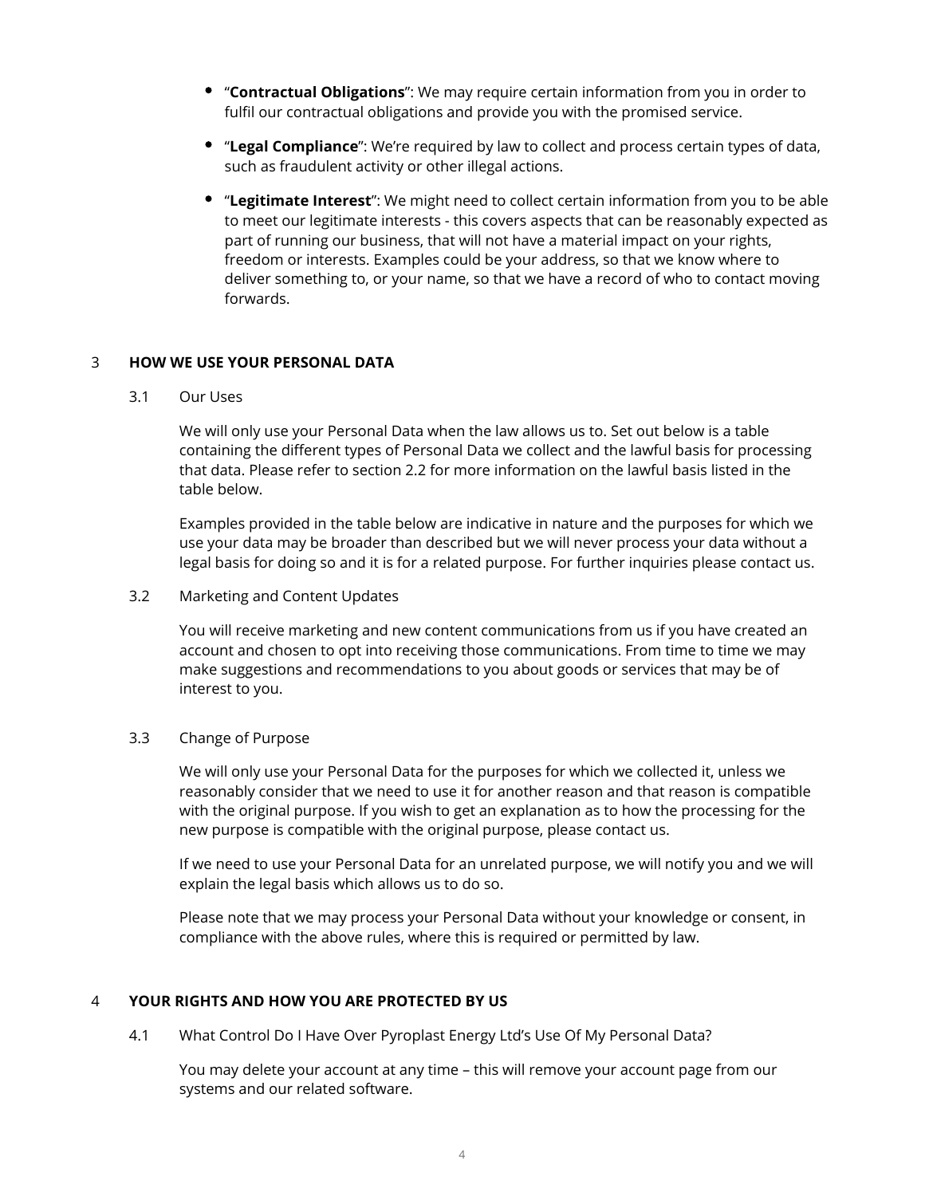- "**Contractual Obligations**": We may require certain information from you in order to fulfil our contractual obligations and provide you with the promised service.
- "**Legal Compliance**": We're required by law to collect and process certain types of data, such as fraudulent activity or other illegal actions.
- "**Legitimate Interest**": We might need to collect certain information from you to be able to meet our legitimate interests - this covers aspects that can be reasonably expected as part of running our business, that will not have a material impact on your rights, freedom or interests. Examples could be your address, so that we know where to deliver something to, or your name, so that we have a record of who to contact moving forwards.

## 3 HOW WE USE YOUR PERSONAL DATA

### 3.1 Our Uses

We will only use your Personal Data when the law allows us to. Set out below is a table containing the different types of Personal Data we collect and the lawful basis for processing that data. Please refer to section 2.2 for more information on the lawful basis listed in the table below.

Examples provided in the table below are indicative in nature and the purposes for which we use your data may be broader than described but we will never process your data without a legal basis for doing so and it is for a related purpose. For further inquiries please contact us.

### 3.2 Marketing and Content Updates

You will receive marketing and new content communications from us if you have created an account and chosen to opt into receiving those communications. From time to time we may make suggestions and recommendations to you about goods or services that may be of interest to you.

### 3.3 Change of Purpose

We will only use your Personal Data for the purposes for which we collected it, unless we reasonably consider that we need to use it for another reason and that reason is compatible with the original purpose. If you wish to get an explanation as to how the processing for the new purpose is compatible with the original purpose, please contact us.

If we need to use your Personal Data for an unrelated purpose, we will notify you and we will explain the legal basis which allows us to do so.

Please note that we may process your Personal Data without your knowledge or consent, in compliance with the above rules, where this is required or permitted by law.

## 4 YOUR RIGHTS AND HOW YOU ARE PROTECTED BY US

### 4.1 What Control Do I Have Over Pyroplast Energy Ltd's Use Of My Personal Data?

You may delete your account at any time – this will remove your account page from our systems and our related software.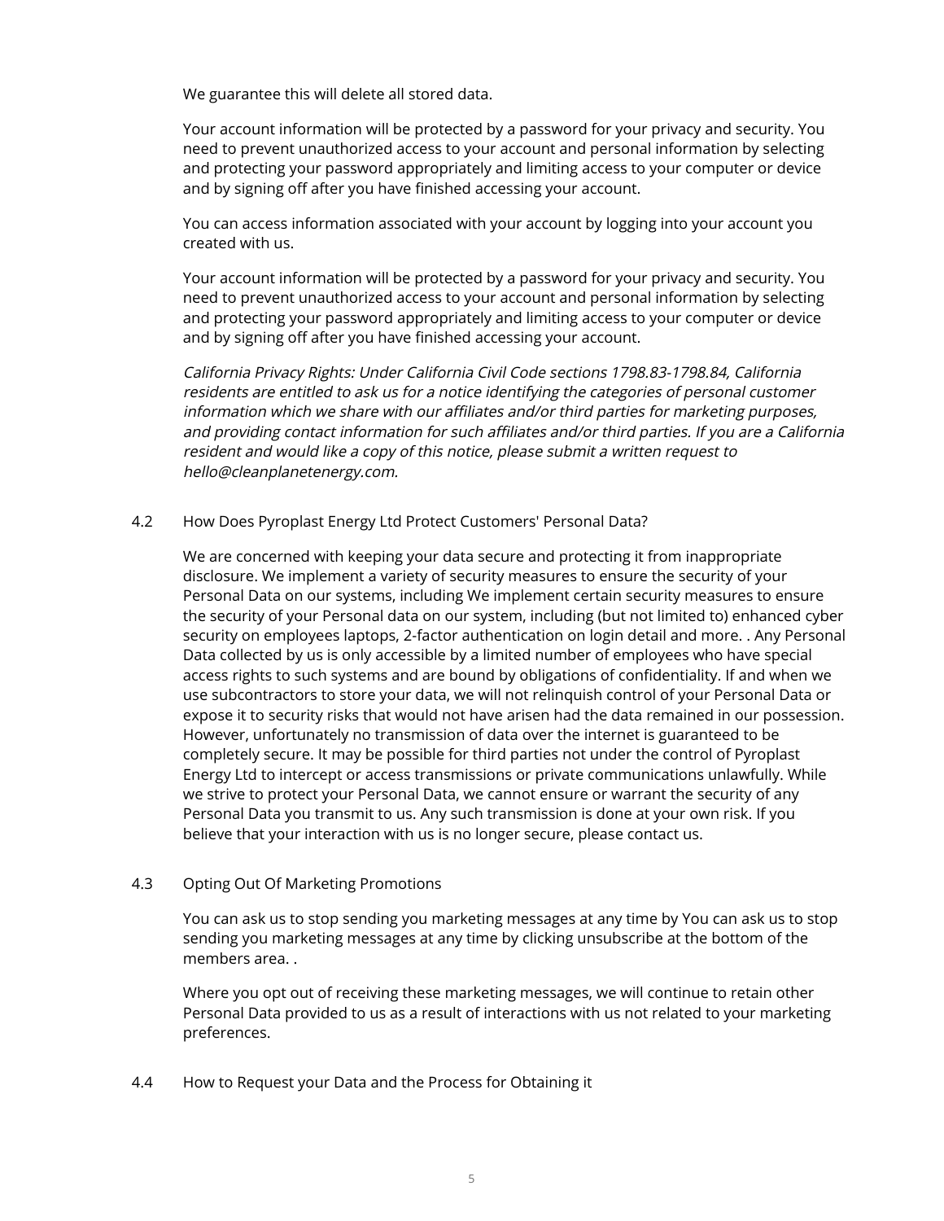We guarantee this will delete all stored data.

Your account information will be protected by a password for your privacy and security. You need to prevent unauthorized access to your account and personal information by selecting and protecting your password appropriately and limiting access to your computer or device and by signing off after you have finished accessing your account.

You can access information associated with your account by logging into your account you created with us.

Your account information will be protected by a password for your privacy and security. You need to prevent unauthorized access to your account and personal information by selecting and protecting your password appropriately and limiting access to your computer or device and by signing off after you have finished accessing your account.

*California Privacy Rights: Under California Civil Code sections 1798.83-1798.84, California residents are entitled to ask us for a notice identifying the categories of personal customer information which we share with our affiliates and/or third parties for marketing purposes, and providing contact information for such affiliates and/or third parties. If you are a California resident and would like a copy of this notice, please submit a written request to hello@cleanplanetenergy.com.*

4.2 How Does Pyroplast Energy Ltd Protect Customers' Personal Data?

We are concerned with keeping your data secure and protecting it from inappropriate disclosure. We implement a variety of security measures to ensure the security of your Personal Data on our systems, including We implement certain security measures to ensure the security of your Personal data on our system, including (but not limited to) enhanced cyber security on employees laptops, 2-factor authentication on login detail and more. . Any Personal Data collected by us is only accessible by a limited number of employees who have special access rights to such systems and are bound by obligations of confidentiality. If and when we use subcontractors to store your data, we will not relinquish control of your Personal Data or expose it to security risks that would not have arisen had the data remained in our possession. However, unfortunately no transmission of data over the internet is guaranteed to be completely secure. It may be possible for third parties not under the control of Pyroplast Energy Ltd to intercept or access transmissions or private communications unlawfully. While we strive to protect your Personal Data, we cannot ensure or warrant the security of any Personal Data you transmit to us. Any such transmission is done at your own risk. If you believe that your interaction with us is no longer secure, please contact us.

4.3 Opting Out Of Marketing Promotions

You can ask us to stop sending you marketing messages at any time by You can ask us to stop sending you marketing messages at any time by clicking unsubscribe at the bottom of the members area. .

Where you opt out of receiving these marketing messages, we will continue to retain other Personal Data provided to us as a result of interactions with us not related to your marketing preferences.

4.4 How to Request your Data and the Process for Obtaining it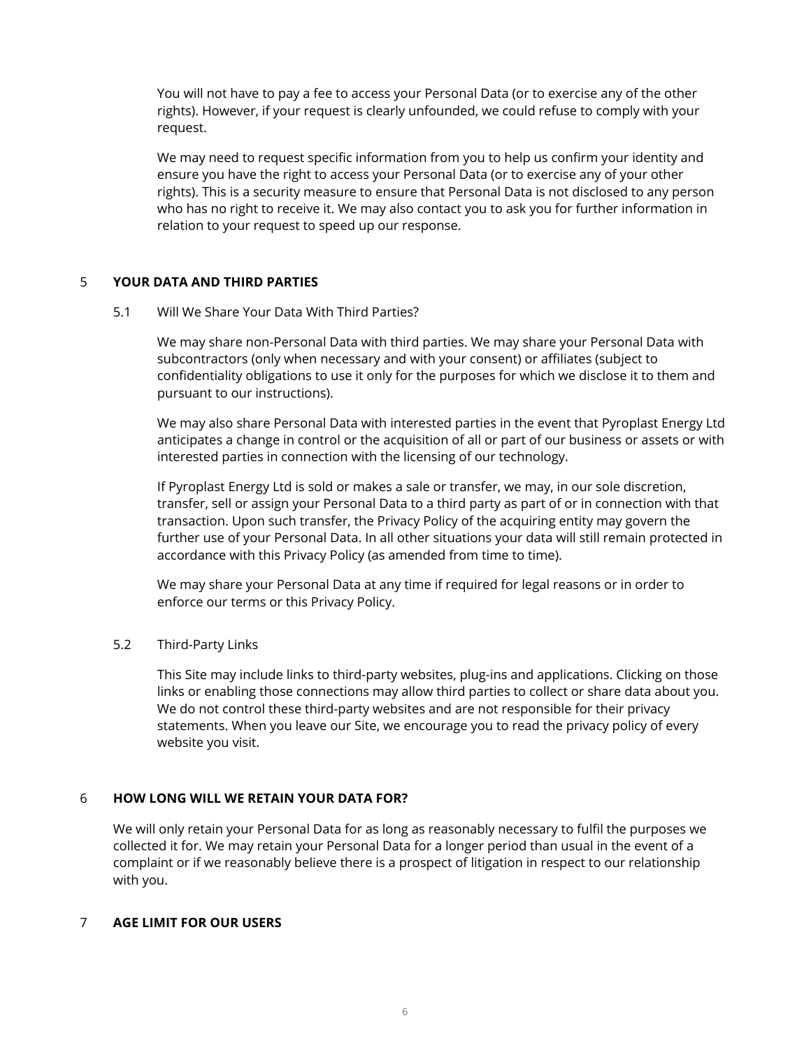You will not have to pay a fee to access your Personal Data (or to exercise any of the other rights). However, if your request is clearly unfounded, we could refuse to comply with your request.

We may need to request specific information from you to help us confirm your identity and ensure you have the right to access your Personal Data (or to exercise any of your other rights). This is a security measure to ensure that Personal Data is not disclosed to any person who has no right to receive it. We may also contact you to ask you for further information in relation to your request to speed up our response.

## 5 YOUR DATA AND THIRD PARTIES

### 5.1 Will We Share Your Data With Third Parties?

We may share non-Personal Data with third parties. We may share your Personal Data with subcontractors (only when necessary and with your consent) or affiliates (subject to confidentiality obligations to use it only for the purposes for which we disclose it to them and pursuant to our instructions).

We may also share Personal Data with interested parties in the event that Pyroplast Energy Ltd anticipates a change in control or the acquisition of all or part of our business or assets or with interested parties in connection with the licensing of our technology.

If Pyroplast Energy Ltd is sold or makes a sale or transfer, we may, in our sole discretion, transfer, sell or assign your Personal Data to a third party as part of or in connection with that transaction. Upon such transfer, the Privacy Policy of the acquiring entity may govern the further use of your Personal Data. In all other situations your data will still remain protected in accordance with this Privacy Policy (as amended from time to time).

We may share your Personal Data at any time if required for legal reasons or in order to enforce our terms or this Privacy Policy.

### 5.2 Third-Party Links

This Site may include links to third-party websites, plug-ins and applications. Clicking on those links or enabling those connections may allow third parties to collect or share data about you. We do not control these third-party websites and are not responsible for their privacy statements. When you leave our Site, we encourage you to read the privacy policy of every website you visit.

## 6 HOW LONG WILL WE RETAIN YOUR DATA FOR?

We will only retain your Personal Data for as long as reasonably necessary to fulfil the purposes we collected it for. We may retain your Personal Data for a longer period than usual in the event of a complaint or if we reasonably believe there is a prospect of litigation in respect to our relationship with you.

## 7 AGE LIMIT FOR OUR USERS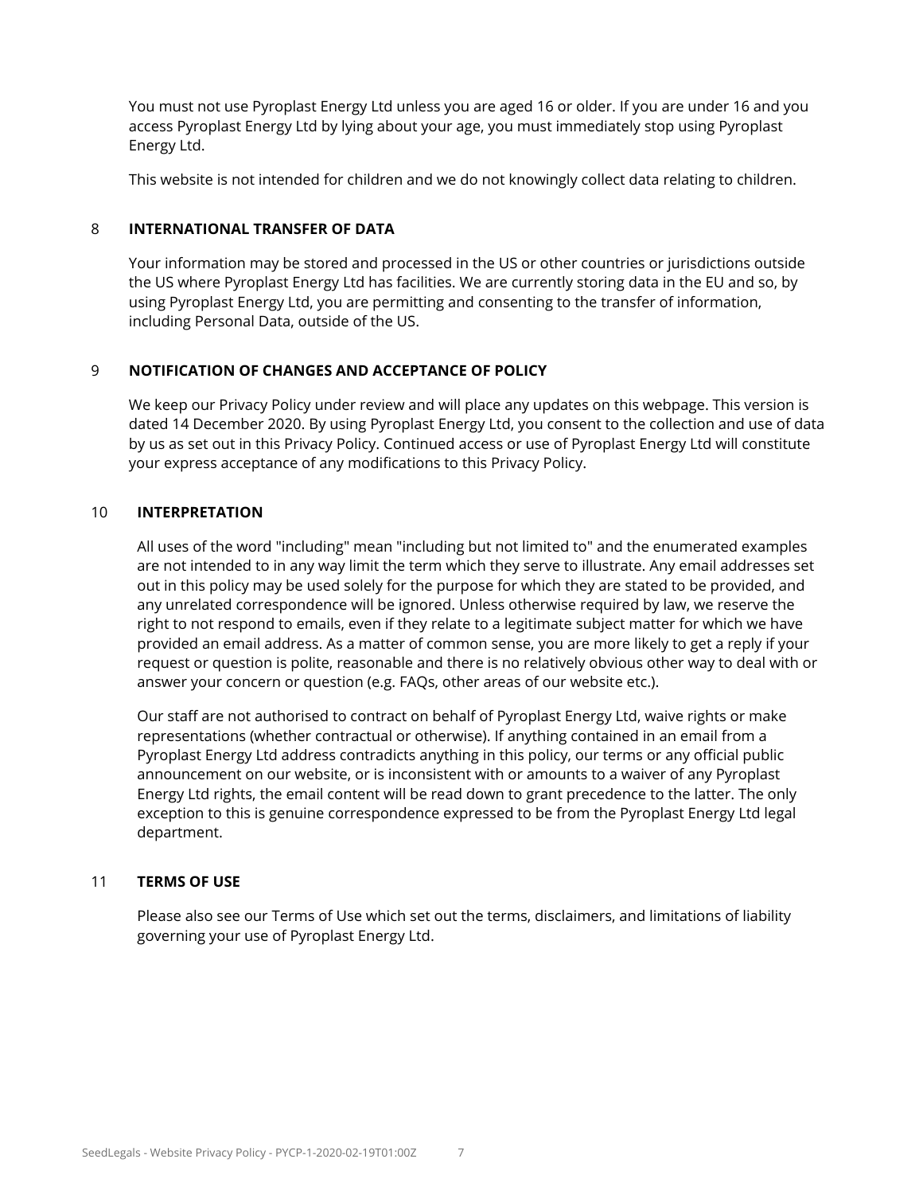You must not use Pyroplast Energy Ltd unless you are aged 16 or older. If you are under 16 and you access Pyroplast Energy Ltd by lying about your age, you must immediately stop using Pyroplast Energy Ltd.

This website is not intended for children and we do not knowingly collect data relating to children.

## 8 INTERNATIONAL TRANSFER OF DATA

Your information may be stored and processed in the US or other countries or jurisdictions outside the US where Pyroplast Energy Ltd has facilities. We are currently storing data in the EU and so, by using Pyroplast Energy Ltd, you are permitting and consenting to the transfer of information, including Personal Data, outside of the US.

## 9 NOTIFICATION OF CHANGES AND ACCEPTANCE OF POLICY

We keep our Privacy Policy under review and will place any updates on this webpage. This version is dated 14 December 2020. By using Pyroplast Energy Ltd, you consent to the collection and use of data by us as set out in this Privacy Policy. Continued access or use of Pyroplast Energy Ltd will constitute your express acceptance of any modifications to this Privacy Policy.

## 10 INTERPRETATION

All uses of the word "including" mean "including but not limited to" and the enumerated examples are not intended to in any way limit the term which they serve to illustrate. Any email addresses set out in this policy may be used solely for the purpose for which they are stated to be provided, and any unrelated correspondence will be ignored. Unless otherwise required by law, we reserve the right to not respond to emails, even if they relate to a legitimate subject matter for which we have provided an email address. As a matter of common sense, you are more likely to get a reply if your request or question is polite, reasonable and there is no relatively obvious other way to deal with or answer your concern or question (e.g. FAQs, other areas of our website etc.).

Our staff are not authorised to contract on behalf of Pyroplast Energy Ltd, waive rights or make representations (whether contractual or otherwise). If anything contained in an email from a Pyroplast Energy Ltd address contradicts anything in this policy, our terms or any official public announcement on our website, or is inconsistent with or amounts to a waiver of any Pyroplast Energy Ltd rights, the email content will be read down to grant precedence to the latter. The only exception to this is genuine correspondence expressed to be from the Pyroplast Energy Ltd legal department.

## 11 TERMS OF USE

Please also see our Terms of Use which set out the terms, disclaimers, and limitations of liability governing your use of Pyroplast Energy Ltd.